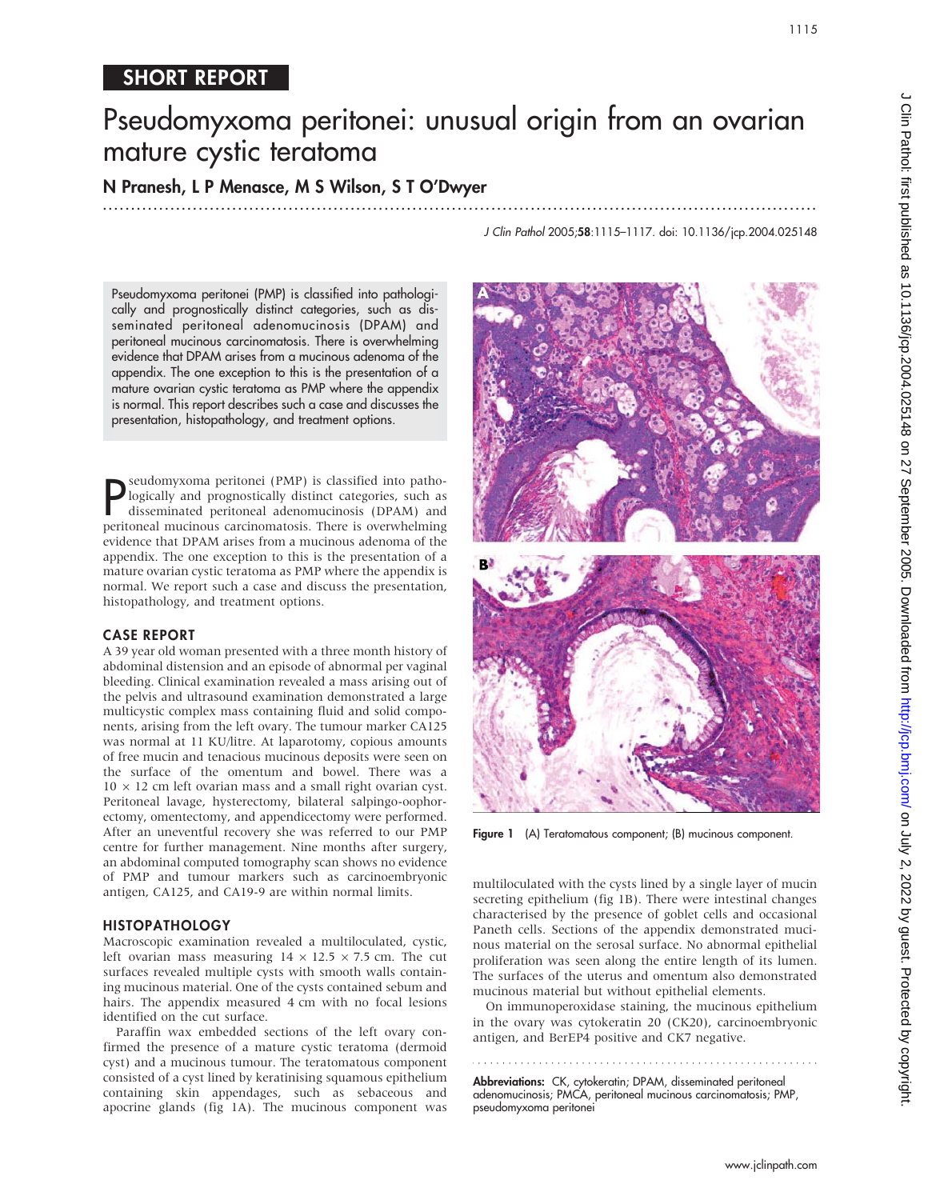SHORT REPORT

# Pseudomyxoma peritonei: unusual origin from an ovarian mature cystic teratoma

**N Pranesh, L P Menasce, M S Wilson, S T O'Dwyer**

*J Clin Pathol* 2005;**58**:1115–1117. doi: 10.1136/jcp.2004.025148

Pseudomyxoma peritonei (PMP) is classified into pathologically and prognostically distinct categories, such as disseminated peritoneal adenomucinosis (DPAM) and peritoneal mucinous carcinomatosis. There is overwhelming evidence that DPAM arises from a mucinous adenoma of the appendix. The one exception to this is the presentation of a mature ovarian cystic teratoma as PMP where the appendix is normal. This report describes such a case and discusses the presentation, histopathology, and treatment options.

Pseudomyxoma peritonei (PMP) is classified into pathologically and prognostically distinct categories, such as disseminated peritoneal adenomucinosis (DPAM) and peritoneal mucinous carcinomatosis. There is overwhelming evidence that DPAM arises from a mucinous adenoma of the appendix. The one exception to this is the presentation of a mature ovarian cystic teratoma as PMP where the appendix is normal. We report such a case and discuss the presentation, histopathology, and treatment options.

## CASE REPORT

A 39 year old woman presented with a three month history of abdominal distension and an episode of abnormal per vaginal bleeding. Clinical examination revealed a mass arising out of the pelvis and ultrasound examination demonstrated a large multicystic complex mass containing fluid and solid components, arising from the left ovary. The tumour marker CA125 was normal at 11 KU/litre. At laparotomy, copious amounts of free mucin and tenacious mucinous deposits were seen on the surface of the omentum and bowel. There was a $10 \times 12$ cm left ovarian mass and a small right ovarian cyst. Peritoneal lavage, hysterectomy, bilateral salpingo-oophorectomy, omentectomy, and appendicectomy were performed. After an uneventful recovery she was referred to our PMP centre for further management. Nine months after surgery, an abdominal computed tomography scan shows no evidence of PMP and tumour markers such as carcinoembryonic antigen, CA125, and CA19-9 are within normal limits.

## HISTOPATHOLOGY

Macroscopic examination revealed a multiloculated, cystic, left ovarian mass measuring $14 \times 12.5 \times 7.5$ cm. The cut surfaces revealed multiple cysts with smooth walls containing mucinous material. One of the cysts contained sebum and hairs. The appendix measured 4 cm with no focal lesions identified on the cut surface.

Paraffin wax embedded sections of the left ovary confirmed the presence of a mature cystic teratoma (dermoid cyst) and a mucinous tumour. The teratomatous component consisted of a cyst lined by keratinising squamous epithelium containing skin appendages, such as sebaceous and apocrine glands (fig 1A). The mucinous component was multiloculated with the cysts lined by a single layer of mucin secreting epithelium (fig 1B). There were intestinal changes characterised by the presence of goblet cells and occasional Paneth cells. Sections of the appendix demonstrated mucinous material on the serosal surface. No abnormal epithelial proliferation was seen along the entire length of its lumen. The surfaces of the uterus and omentum also demonstrated mucinous material but without epithelial elements.

**Figure 1** (A) Teratomatous component; (B) mucinous component.

On immunoperoxidase staining, the mucinous epithelium in the ovary was cytokeratin 20 (CK20), carcinoembryonic antigen, and BerEP4 positive and CK7 negative.

**Abbreviations:** CK, cytokeratin; DPAM, disseminated peritoneal adenomucinosis; PMCA, peritoneal mucinous carcinomatosis; PMP, pseudomyxoma peritonei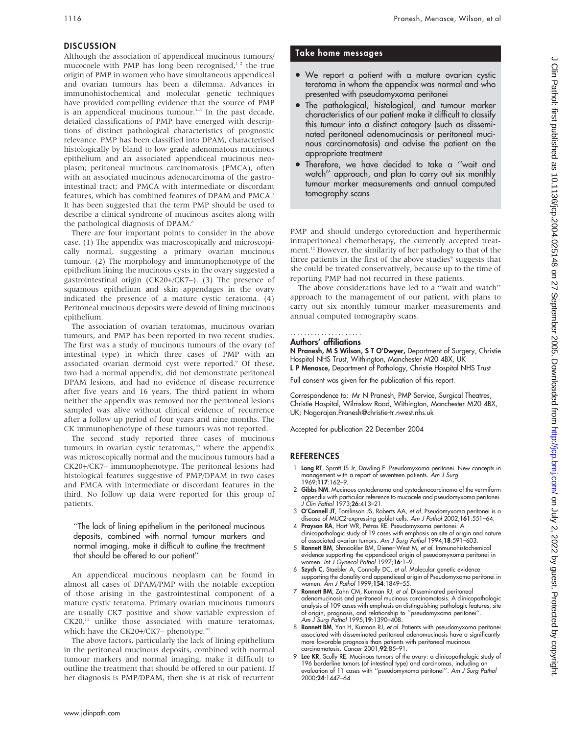## DISCUSSION

Although the association of appendiceal mucinous tumours/mucocoele with PMP has long been recognised,[1 2] the true origin of PMP in women who have simultaneous appendiceal and ovarian tumours has been a dilemma. Advances in immunohistochemical and molecular genetic techniques have provided compelling evidence that the source of PMP is an appendiceal mucinous tumour.[3–6] In the past decade, detailed classifications of PMP have emerged with descriptions of distinct pathological characteristics of prognostic relevance. PMP has been classified into DPAM, characterised histologically by bland to low grade adenomatous mucinous epithelium and an associated appendiceal mucinous neoplasm; peritoneal mucinous carcinomatosis (PMCA), often with an associated mucinous adenocarcinoma of the gastrointestinal tract; and PMCA with intermediate or discordant features, which has combined features of DPAM and PMCA.[7] It has been suggested that the term PMP should be used to describe a clinical syndrome of mucinous ascites along with the pathological diagnosis of DPAM.[8]

There are four important points to consider in the above case. (1) The appendix was macroscopically and microscopically normal, suggesting a primary ovarian mucinous tumour. (2) The morphology and immunophenotype of the epithelium lining the mucinous cysts in the ovary suggested a gastrointestinal origin (CK20+/CK7–). (3) The presence of squamous epithelium and skin appendages in the ovary indicated the presence of a mature cystic teratoma. (4) Peritoneal mucinous deposits were devoid of lining mucinous epithelium.

The association of ovarian teratomas, mucinous ovarian tumours, and PMP has been reported in two recent studies. The first was a study of mucinous tumours of the ovary (of intestinal type) in which three cases of PMP with an associated ovarian dermoid cyst were reported.[9] Of these, two had a normal appendix, did not demonstrate peritoneal DPAM lesions, and had no evidence of disease recurrence after five years and 16 years. The third patient in whom neither the appendix was removed nor the peritoneal lesions sampled was alive without clinical evidence of recurrence after a follow up period of four years and nine months. The CK immunophenotype of these tumours was not reported.

The second study reported three cases of mucinous tumours in ovarian cystic teratomas,[10] where the appendix was microscopically normal and the mucinous tumours had a CK20+/CK7– immunophenotype. The peritoneal lesions had histological features suggestive of PMP/DPAM in two cases and PMCA with intermediate or discordant features in the third. No follow up data were reported for this group of patients.

> "The lack of lining epithelium in the peritoneal mucinous deposits, combined with normal tumour markers and normal imaging, make it difficult to outline the treatment that should be offered to our patient"

An appendiceal mucinous neoplasm can be found in almost all cases of DPAM/PMP with the notable exception of those arising in the gastrointestinal component of a mature cystic teratoma. Primary ovarian mucinous tumours are usually CK7 positive and show variable expression of CK20,[11] unlike those associated with mature teratomas, which have the CK20+/CK7– phenotype.[10]

The above factors, particularly the lack of lining epithelium in the peritoneal mucinous deposits, combined with normal tumour markers and normal imaging, make it difficult to outline the treatment that should be offered to our patient. If her diagnosis is PMP/DPAM, then she is at risk of recurrent PMP and should undergo cytoreduction and hyperthermic intraperitoneal chemotherapy, the currently accepted treatment.[12] However, the similarity of her pathology to that of the three patients in the first of the above studies[9] suggests that she could be treated conservatively, because up to the time of reporting PMP had not recurred in these patients.

The above considerations have led to a "wait and watch" approach to the management of our patient, with plans to carry out six monthly tumour marker measurements and annual computed tomography scans.

### Take home messages

- We report a patient with a mature ovarian cystic teratoma in whom the appendix was normal and who presented with pseudomyxoma peritonei
- The pathological, histological, and tumour marker characteristics of our patient make it difficult to classify this tumour into a distinct category (such as disseminated peritoneal adenomucinosis or peritoneal mucinous carcinomatosis) and advise the patient on the appropriate treatment
- Therefore, we have decided to take a "wait and watch" approach, and plan to carry out six monthly tumour marker measurements and annual computed tomography scans

### Authors' affiliations

**N Pranesh, M S Wilson, S T O'Dwyer,** Department of Surgery, Christie Hospital NHS Trust, Withington, Manchester M20 4BX, UK
**L P Menasce,** Department of Pathology, Christie Hospital NHS Trust

Full consent was given for the publication of this report.

Correspondence to: Mr N Pranesh, PMP Service, Surgical Theatres, Christie Hospital, Wilmslow Road, Withington, Manchester M20 4BX, UK; Nagarajan.Pranesh@christie-tr.nwest.nhs.uk

Accepted for publication 22 December 2004

## REFERENCES

1. **Long RT**, Spratt JS Jr, Dowling E. Pseudomyxoma peritonei. New concepts in management with a report of seventeen patients. *Am J Surg* 1969;**117**:162–9.
2. **Gibbs NM**. Mucinous cystadenoma and cystadenocarcinoma of the vermiform appendix with particular reference to mucocele and pseudomyxoma peritonei. *J Clin Pathol* 1973;**26**:413–21.
3. **O'Connell JT**, Tomlinson JS, Roberts AA, *et al*. Pseudomyxoma peritonei is a disease of MUC2-expressing goblet cells. *Am J Pathol* 2002;**161**:551–64.
4. **Prayson RA**, Hart WR, Petras RE. Pseudomyxoma peritonei. A clinicopathologic study of 19 cases with emphasis on site of origin and nature of associated ovarian tumors. *Am J Surg Pathol* 1994;**18**:591–603.
5. **Ronnett BM**, Shmookler BM, Diener-West M, *et al*. Immunohistochemical evidence supporting the appendiceal origin of pseudomyxoma peritonei in women. *Int J Gynecol Pathol* 1997;**16**:1–9.
6. **Szych C**, Staebler A, Connolly DC, *et al*. Molecular genetic evidence supporting the clonality and appendiceal origin of Pseudomyxoma peritonei in women. *Am J Pathol* 1999;**154**:1849–55.
7. **Ronnett BM**, Zahn CM, Kurman RJ, *et al*. Disseminated peritoneal adenomucinosis and peritoneal mucinous carcinomatosis. A clinicopathologic analysis of 109 cases with emphasis on distinguishing pathologic features, site of origin, prognosis, and relationship to "pseudomyxoma peritonei". *Am J Surg Pathol* 1995;**19**:1390–408.
8. **Ronnett BM**, Yan H, Kurman RJ, *et al*. Patients with pseudomyxoma peritonei associated with disseminated peritoneal adenomucinosis have a significantly more favorable prognosis than patients with peritoneal mucinous carcinomatosis. *Cancer* 2001;**92**:85–91.
9. **Lee KR**, Scully RE. Mucinous tumors of the ovary: a clinicopathologic study of 196 borderline tumors (of intestinal type) and carcinomas, including an evaluation of 11 cases with "pseudomyxoma peritonei". *Am J Surg Pathol* 2000;**24**:1447–64.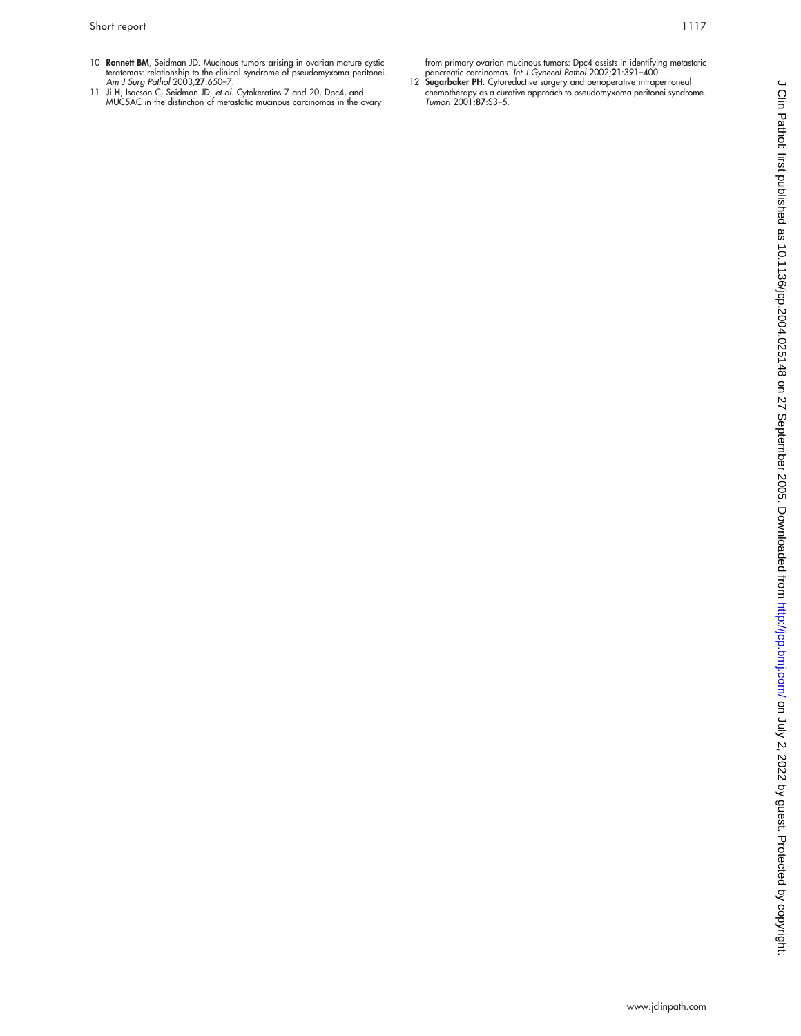10 **Ronnett BM**, Seidman JD. Mucinous tumors arising in ovarian mature cystic teratomas: relationship to the clinical syndrome of pseudomyxoma peritonei. *Am J Surg Pathol* 2003;**27**:650–7.

11 **Ji H**, Isacson C, Seidman JD, *et al*. Cytokeratins 7 and 20, Dpc4, and MUC5AC in the distinction of metastatic mucinous carcinomas in the ovary from primary ovarian mucinous tumors: Dpc4 assists in identifying metastatic pancreatic carcinomas. *Int J Gynecol Pathol* 2002;**21**:391–400.

12 **Sugarbaker PH**. Cytoreductive surgery and perioperative intraperitoneal chemotherapy as a curative approach to pseudomyxoma peritonei syndrome. *Tumori* 2001;**87**:S3–5.